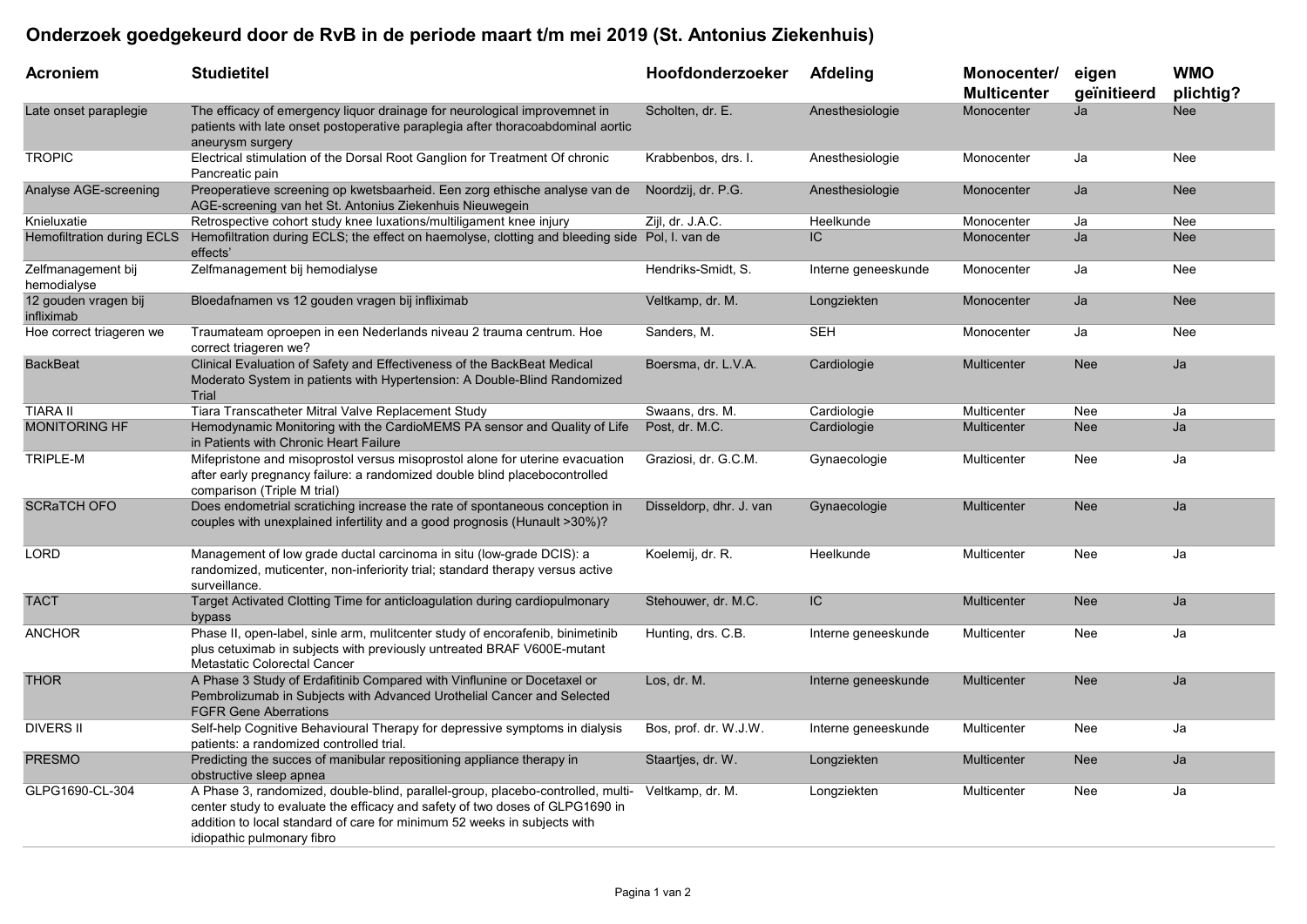# Onderzoek goedgekeurd door de RvB in de periode maart t/m mei 2019 (St. Antonius Ziekenhuis)

| Acroniem | Studietitel | Hoofdonderzoeker | Afdeling | Monocenter/ Multicenter | eigen geïnitieerd | WMO plichtig? |
|---|---|---|---|---|---|---|
| Late onset paraplegie | The efficacy of emergency liquor drainage for neurological improvemnet in patients with late onset postoperative paraplegia after thoracoabdominal aortic aneurysm surgery | Scholten, dr. E. | Anesthesiologie | Monocenter | Ja | Nee |
| TROPIC | Electrical stimulation of the Dorsal Root Ganglion for Treatment Of chronic Pancreatic pain | Krabbenbos, drs. I. | Anesthesiologie | Monocenter | Ja | Nee |
| Analyse AGE-screening | Preoperatieve screening op kwetsbaarheid. Een zorg ethische analyse van de AGE-screening van het St. Antonius Ziekenhuis Nieuwegein | Noordzij, dr. P.G. | Anesthesiologie | Monocenter | Ja | Nee |
| Knieluxatie | Retrospective cohort study knee luxations/multiligament knee injury | Zijl, dr. J.A.C. | Heelkunde | Monocenter | Ja | Nee |
| Hemofiltration during ECLS | Hemofiltration during ECLS; the effect on haemolyse, clotting and bleeding side effects' | Pol, I. van de | IC | Monocenter | Ja | Nee |
| Zelfmanagement bij hemodialyse | Zelfmanagement bij hemodialyse | Hendriks-Smidt, S. | Interne geneeskunde | Monocenter | Ja | Nee |
| 12 gouden vragen bij infliximab | Bloedafnamen vs 12 gouden vragen bij infliximab | Veltkamp, dr. M. | Longziekten | Monocenter | Ja | Nee |
| Hoe correct triageren we | Traumateam oproepen in een Nederlands niveau 2 trauma centrum. Hoe correct triageren we? | Sanders, M. | SEH | Monocenter | Ja | Nee |
| BackBeat | Clinical Evaluation of Safety and Effectiveness of the BackBeat Medical Moderato System in patients with Hypertension: A Double-Blind Randomized Trial | Boersma, dr. L.V.A. | Cardiologie | Multicenter | Nee | Ja |
| TIARA II | Tiara Transcatheter Mitral Valve Replacement Study | Swaans, drs. M. | Cardiologie | Multicenter | Nee | Ja |
| MONITORING HF | Hemodynamic Monitoring with the CardioMEMS PA sensor and Quality of Life in Patients with Chronic Heart Failure | Post, dr. M.C. | Cardiologie | Multicenter | Nee | Ja |
| TRIPLE-M | Mifepristone and misoprostol versus misoprostol alone for uterine evacuation after early pregnancy failure: a randomized double blind placebocontrolled comparison (Triple M trial) | Graziosi, dr. G.C.M. | Gynaecologie | Multicenter | Nee | Ja |
| SCRaTCH OFO | Does endometrial scratiching increase the rate of spontaneous conception in couples with unexplained infertility and a good prognosis (Hunault >30%)? | Disseldorp, dhr. J. van | Gynaecologie | Multicenter | Nee | Ja |
| LORD | Management of low grade ductal carcinoma in situ (low-grade DCIS): a randomized, muticenter, non-inferiority trial; standard therapy versus active surveillance. | Koelemij, dr. R. | Heelkunde | Multicenter | Nee | Ja |
| TACT | Target Activated Clotting Time for anticloagulation during cardiopulmonary bypass | Stehouwer, dr. M.C. | IC | Multicenter | Nee | Ja |
| ANCHOR | Phase II, open-label, sinle arm, mulitcenter study of encorafenib, binimetinib plus cetuximab in subjects with previously untreated BRAF V600E-mutant Metastatic Colorectal Cancer | Hunting, drs. C.B. | Interne geneeskunde | Multicenter | Nee | Ja |
| THOR | A Phase 3 Study of Erdafitinib Compared with Vinflunine or Docetaxel or Pembrolizumab in Subjects with Advanced Urothelial Cancer and Selected FGFR Gene Aberrations | Los, dr. M. | Interne geneeskunde | Multicenter | Nee | Ja |
| DIVERS II | Self-help Cognitive Behavioural Therapy for depressive symptoms in dialysis patients: a randomized controlled trial. | Bos, prof. dr. W.J.W. | Interne geneeskunde | Multicenter | Nee | Ja |
| PRESMO | Predicting the succes of manibular repositioning appliance therapy in obstructive sleep apnea | Staartjes, dr. W. | Longziekten | Multicenter | Nee | Ja |
| GLPG1690-CL-304 | A Phase 3, randomized, double-blind, parallel-group, placebo-controlled, multi-center study to evaluate the efficacy and safety of two doses of GLPG1690 in addition to local standard of care for minimum 52 weeks in subjects with idiopathic pulmonary fibro | Veltkamp, dr. M. | Longziekten | Multicenter | Nee | Ja |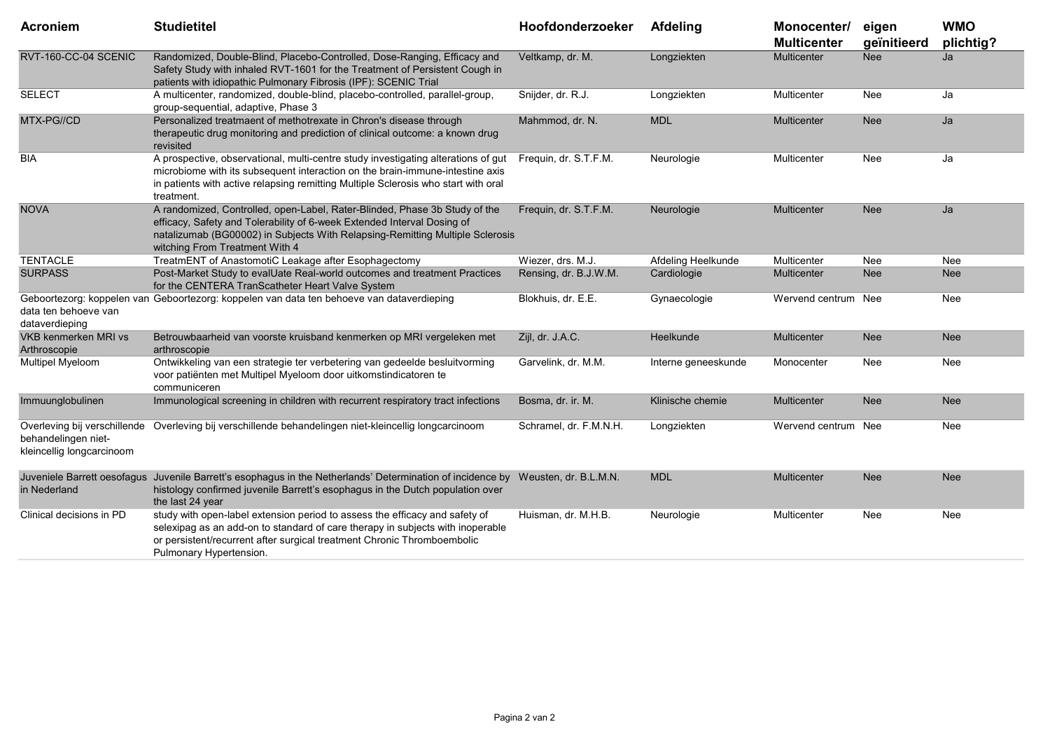| Acroniem | Studietitel | Hoofdonderzoeker | Afdeling | Monocenter/ Multicenter | eigen geïnitieerd | WMO plichtig? |
|---|---|---|---|---|---|---|
| RVT-160-CC-04 SCENIC | Randomized, Double-Blind, Placebo-Controlled, Dose-Ranging, Efficacy and Safety Study with inhaled RVT-1601 for the Treatment of Persistent Cough in patients with idiopathic Pulmonary Fibrosis (IPF): SCENIC Trial | Veltkamp, dr. M. | Longziekten | Multicenter | Nee | Ja |
| SELECT | A multicenter, randomized, double-blind, placebo-controlled, parallel-group, group-sequential, adaptive, Phase 3 | Snijder, dr. R.J. | Longziekten | Multicenter | Nee | Ja |
| MTX-PG//CD | Personalized treatmaent of methotrexate in Chron's disease through therapeutic drug monitoring and prediction of clinical outcome: a known drug revisited | Mahmmod, dr. N. | MDL | Multicenter | Nee | Ja |
| BIA | A prospective, observational, multi-centre study investigating alterations of gut microbiome with its subsequent interaction on the brain-immune-intestine axis in patients with active relapsing remitting Multiple Sclerosis who start with oral treatment. | Frequin, dr. S.T.F.M. | Neurologie | Multicenter | Nee | Ja |
| NOVA | A randomized, Controlled, open-Label, Rater-Blinded, Phase 3b Study of the efficacy, Safety and Tolerability of 6-week Extended Interval Dosing of natalizumab (BG00002) in Subjects With Relapsing-Remitting Multiple Sclerosis witching From Treatment With 4 | Frequin, dr. S.T.F.M. | Neurologie | Multicenter | Nee | Ja |
| TENTACLE | TreatmENT of AnastomotiC Leakage after Esophagectomy | Wiezer, drs. M.J. | Afdeling Heelkunde | Multicenter | Nee | Nee |
| SURPASS | Post-Market Study to evalUate Real-world outcomes and treatment Practices for the CENTERA TranScatheter Heart Valve System | Rensing, dr. B.J.W.M. | Cardiologie | Multicenter | Nee | Nee |
| Geboortezorg: koppelen van data ten behoeve van dataverdieping | Geboortezorg: koppelen van data ten behoeve van dataverdieping | Blokhuis, dr. E.E. | Gynaecologie | Wervend centrum | Nee | Nee |
| VKB kenmerken MRI vs Arthroscopie | Betrouwbaarheid van voorste kruisband kenmerken op MRI vergeleken met arthroscopie | Zijl, dr. J.A.C. | Heelkunde | Multicenter | Nee | Nee |
| Multipel Myeloom | Ontwikkeling van een strategie ter verbetering van gedeelde besluitvorming voor patiënten met Multipel Myeloom door uitkomstindicatoren te communiceren | Garvelink, dr. M.M. | Interne geneeskunde | Monocenter | Nee | Nee |
| Immuunglobulinen | Immunological screening in children with recurrent respiratory tract infections | Bosma, dr. ir. M. | Klinische chemie | Multicenter | Nee | Nee |
| Overleving bij verschillende behandelingen niet-kleincellig longcarcinoom | Overleving bij verschillende behandelingen niet-kleincellig longcarcinoom | Schramel, dr. F.M.N.H. | Longziekten | Wervend centrum | Nee | Nee |
| Juveniele Barrett oesofagus in Nederland | Juvenile Barrett's esophagus in the Netherlands' Determination of incidence by histology confirmed juvenile Barrett's esophagus in the Dutch population over the last 24 year | Weusten, dr. B.L.M.N. | MDL | Multicenter | Nee | Nee |
| Clinical decisions in PD | study with open-label extension period to assess the efficacy and safety of selexipag as an add-on to standard of care therapy in subjects with inoperable or persistent/recurrent after surgical treatment Chronic Thromboembolic Pulmonary Hypertension. | Huisman, dr. M.H.B. | Neurologie | Multicenter | Nee | Nee |